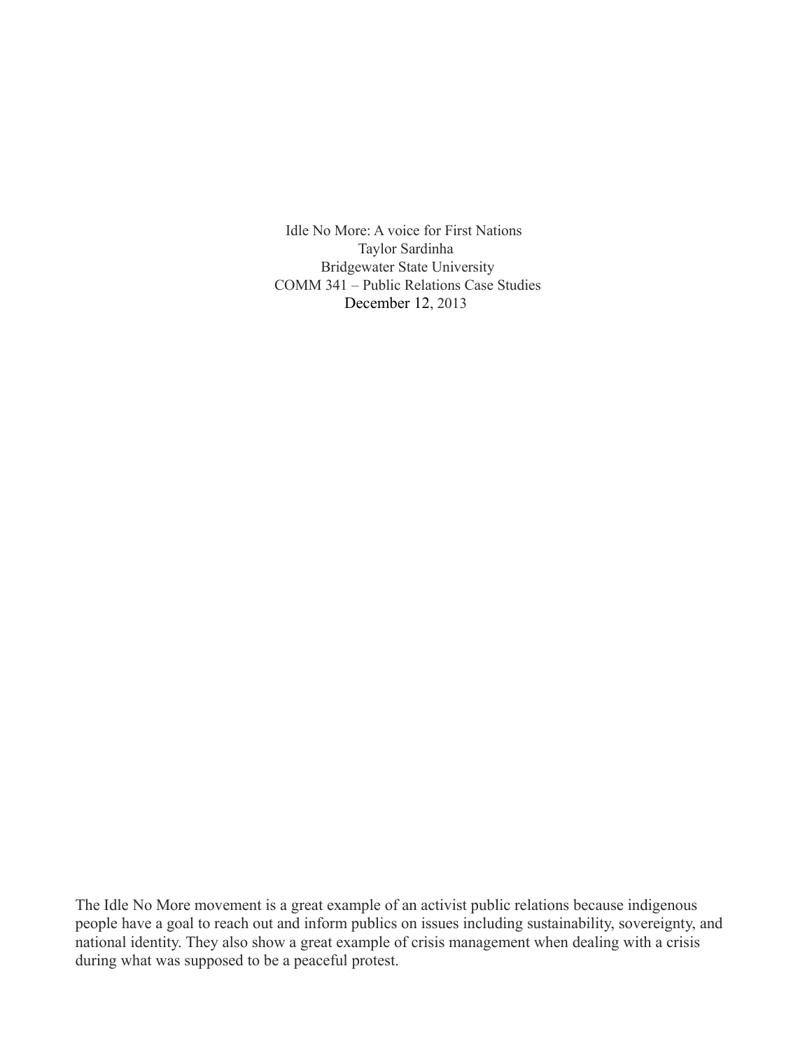Idle No More: A voice for First Nations

Taylor Sardinha

Bridgewater State University

COMM 341 – Public Relations Case Studies

December 12, 2013

The Idle No More movement is a great example of an activist public relations because indigenous people have a goal to reach out and inform publics on issues including sustainability, sovereignty, and national identity. They also show a great example of crisis management when dealing with a crisis during what was supposed to be a peaceful protest.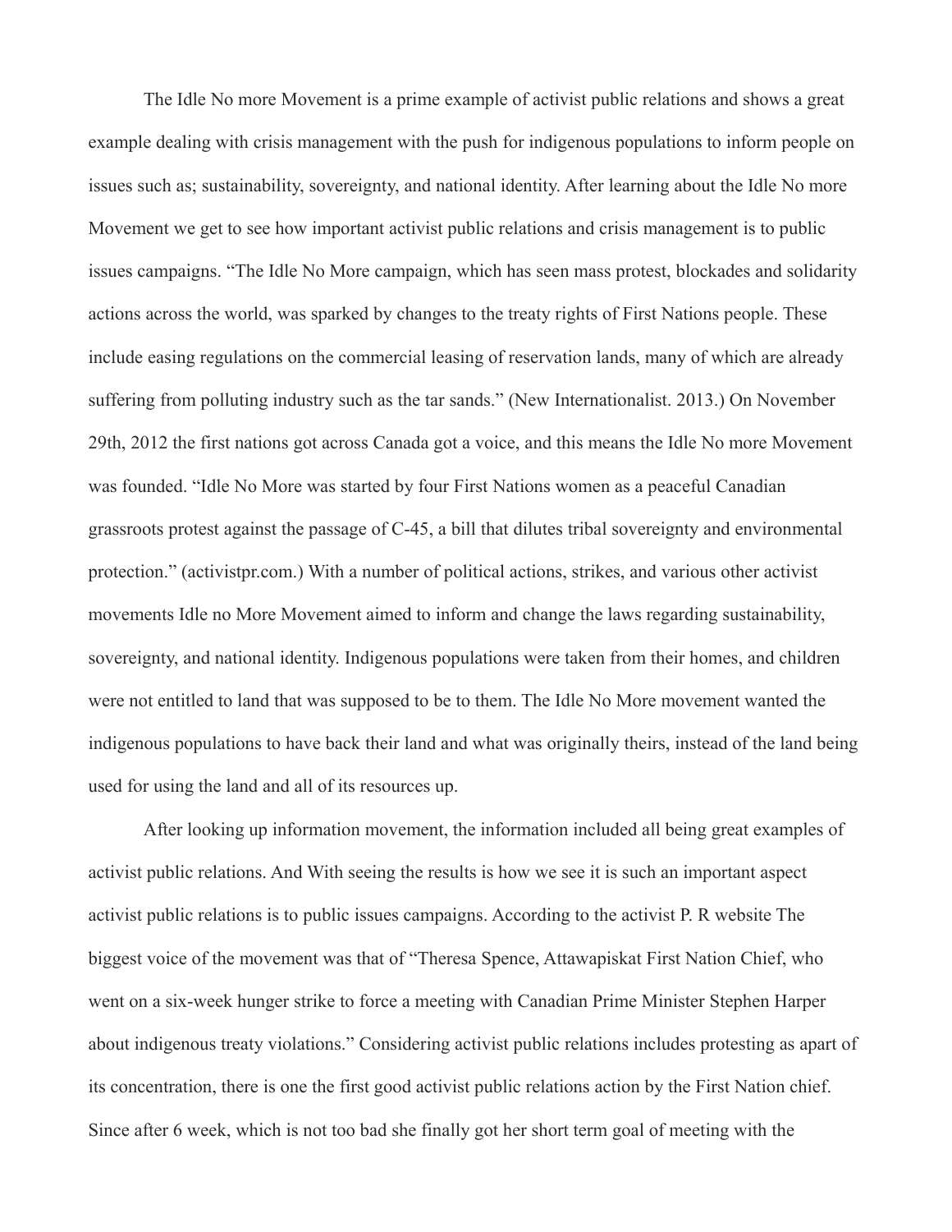The Idle No more Movement is a prime example of activist public relations and shows a great example dealing with crisis management with the push for indigenous populations to inform people on issues such as; sustainability, sovereignty, and national identity. After learning about the Idle No more Movement we get to see how important activist public relations and crisis management is to public issues campaigns. "The Idle No More campaign, which has seen mass protest, blockades and solidarity actions across the world, was sparked by changes to the treaty rights of First Nations people. These include easing regulations on the commercial leasing of reservation lands, many of which are already suffering from polluting industry such as the tar sands." (New Internationalist. 2013.) On November 29th, 2012 the first nations got across Canada got a voice, and this means the Idle No more Movement was founded. "Idle No More was started by four First Nations women as a peaceful Canadian grassroots protest against the passage of C-45, a bill that dilutes tribal sovereignty and environmental protection." (activistpr.com.) With a number of political actions, strikes, and various other activist movements Idle no More Movement aimed to inform and change the laws regarding sustainability, sovereignty, and national identity. Indigenous populations were taken from their homes, and children were not entitled to land that was supposed to be to them. The Idle No More movement wanted the indigenous populations to have back their land and what was originally theirs, instead of the land being used for using the land and all of its resources up.

After looking up information movement, the information included all being great examples of activist public relations. And With seeing the results is how we see it is such an important aspect activist public relations is to public issues campaigns. According to the activist P. R website The biggest voice of the movement was that of "Theresa Spence, Attawapiskat First Nation Chief, who went on a six-week hunger strike to force a meeting with Canadian Prime Minister Stephen Harper about indigenous treaty violations." Considering activist public relations includes protesting as apart of its concentration, there is one the first good activist public relations action by the First Nation chief. Since after 6 week, which is not too bad she finally got her short term goal of meeting with the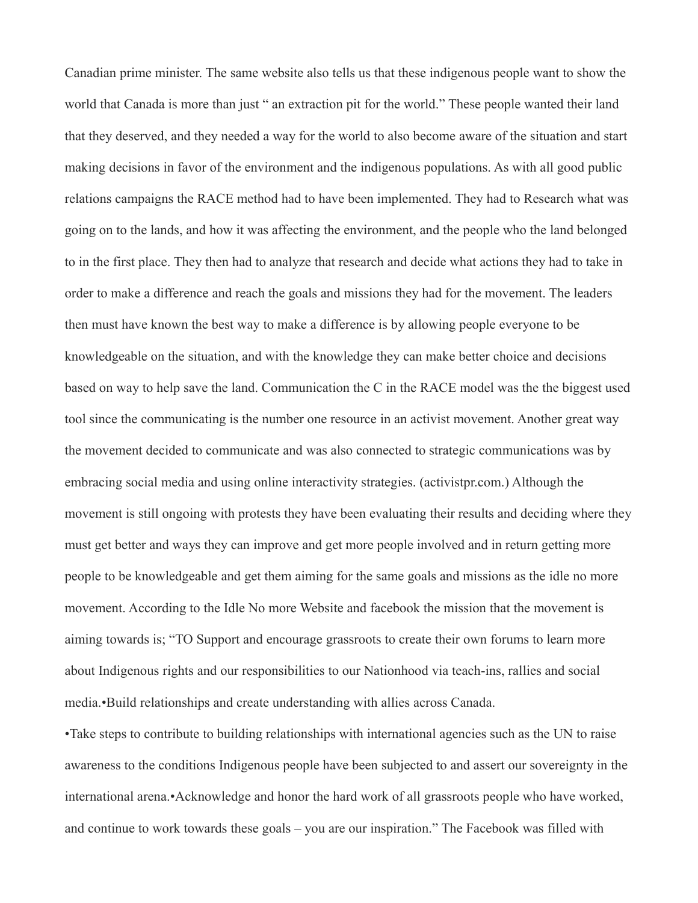Canadian prime minister. The same website also tells us that these indigenous people want to show the world that Canada is more than just " an extraction pit for the world." These people wanted their land that they deserved, and they needed a way for the world to also become aware of the situation and start making decisions in favor of the environment and the indigenous populations. As with all good public relations campaigns the RACE method had to have been implemented. They had to Research what was going on to the lands, and how it was affecting the environment, and the people who the land belonged to in the first place. They then had to analyze that research and decide what actions they had to take in order to make a difference and reach the goals and missions they had for the movement. The leaders then must have known the best way to make a difference is by allowing people everyone to be knowledgeable on the situation, and with the knowledge they can make better choice and decisions based on way to help save the land. Communication the C in the RACE model was the the biggest used tool since the communicating is the number one resource in an activist movement. Another great way the movement decided to communicate and was also connected to strategic communications was by embracing social media and using online interactivity strategies. (activistpr.com.) Although the movement is still ongoing with protests they have been evaluating their results and deciding where they must get better and ways they can improve and get more people involved and in return getting more people to be knowledgeable and get them aiming for the same goals and missions as the idle no more movement. According to the Idle No more Website and facebook the mission that the movement is aiming towards is; "TO Support and encourage grassroots to create their own forums to learn more about Indigenous rights and our responsibilities to our Nationhood via teach-ins, rallies and social media.•Build relationships and create understanding with allies across Canada.

•Take steps to contribute to building relationships with international agencies such as the UN to raise awareness to the conditions Indigenous people have been subjected to and assert our sovereignty in the international arena.•Acknowledge and honor the hard work of all grassroots people who have worked, and continue to work towards these goals – you are our inspiration." The Facebook was filled with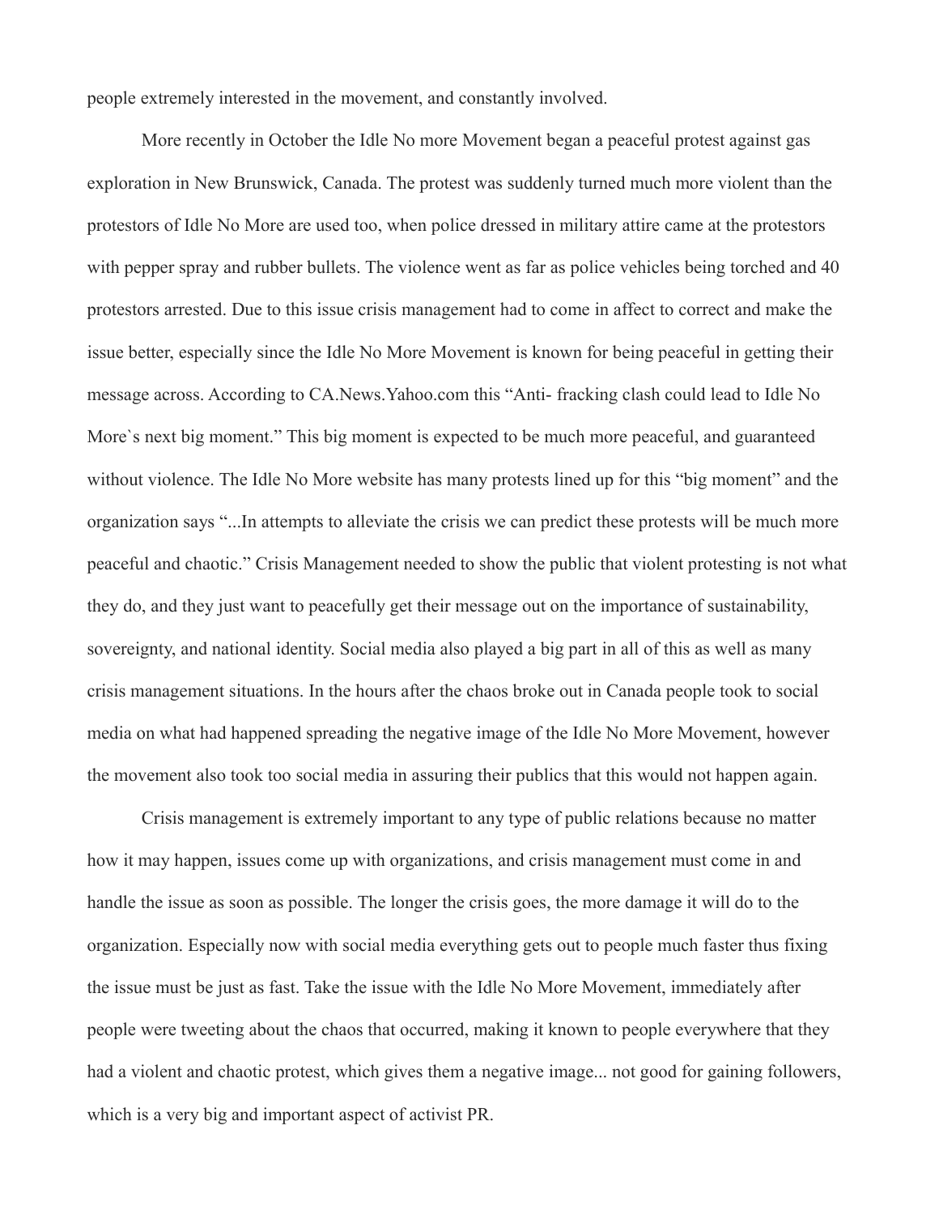people extremely interested in the movement, and constantly involved.

More recently in October the Idle No more Movement began a peaceful protest against gas exploration in New Brunswick, Canada. The protest was suddenly turned much more violent than the protestors of Idle No More are used too, when police dressed in military attire came at the protestors with pepper spray and rubber bullets. The violence went as far as police vehicles being torched and 40 protestors arrested. Due to this issue crisis management had to come in affect to correct and make the issue better, especially since the Idle No More Movement is known for being peaceful in getting their message across. According to CA.News.Yahoo.com this "Anti- fracking clash could lead to Idle No More`s next big moment." This big moment is expected to be much more peaceful, and guaranteed without violence. The Idle No More website has many protests lined up for this "big moment" and the organization says "...In attempts to alleviate the crisis we can predict these protests will be much more peaceful and chaotic." Crisis Management needed to show the public that violent protesting is not what they do, and they just want to peacefully get their message out on the importance of sustainability, sovereignty, and national identity. Social media also played a big part in all of this as well as many crisis management situations. In the hours after the chaos broke out in Canada people took to social media on what had happened spreading the negative image of the Idle No More Movement, however the movement also took too social media in assuring their publics that this would not happen again.

Crisis management is extremely important to any type of public relations because no matter how it may happen, issues come up with organizations, and crisis management must come in and handle the issue as soon as possible. The longer the crisis goes, the more damage it will do to the organization. Especially now with social media everything gets out to people much faster thus fixing the issue must be just as fast. Take the issue with the Idle No More Movement, immediately after people were tweeting about the chaos that occurred, making it known to people everywhere that they had a violent and chaotic protest, which gives them a negative image... not good for gaining followers, which is a very big and important aspect of activist PR.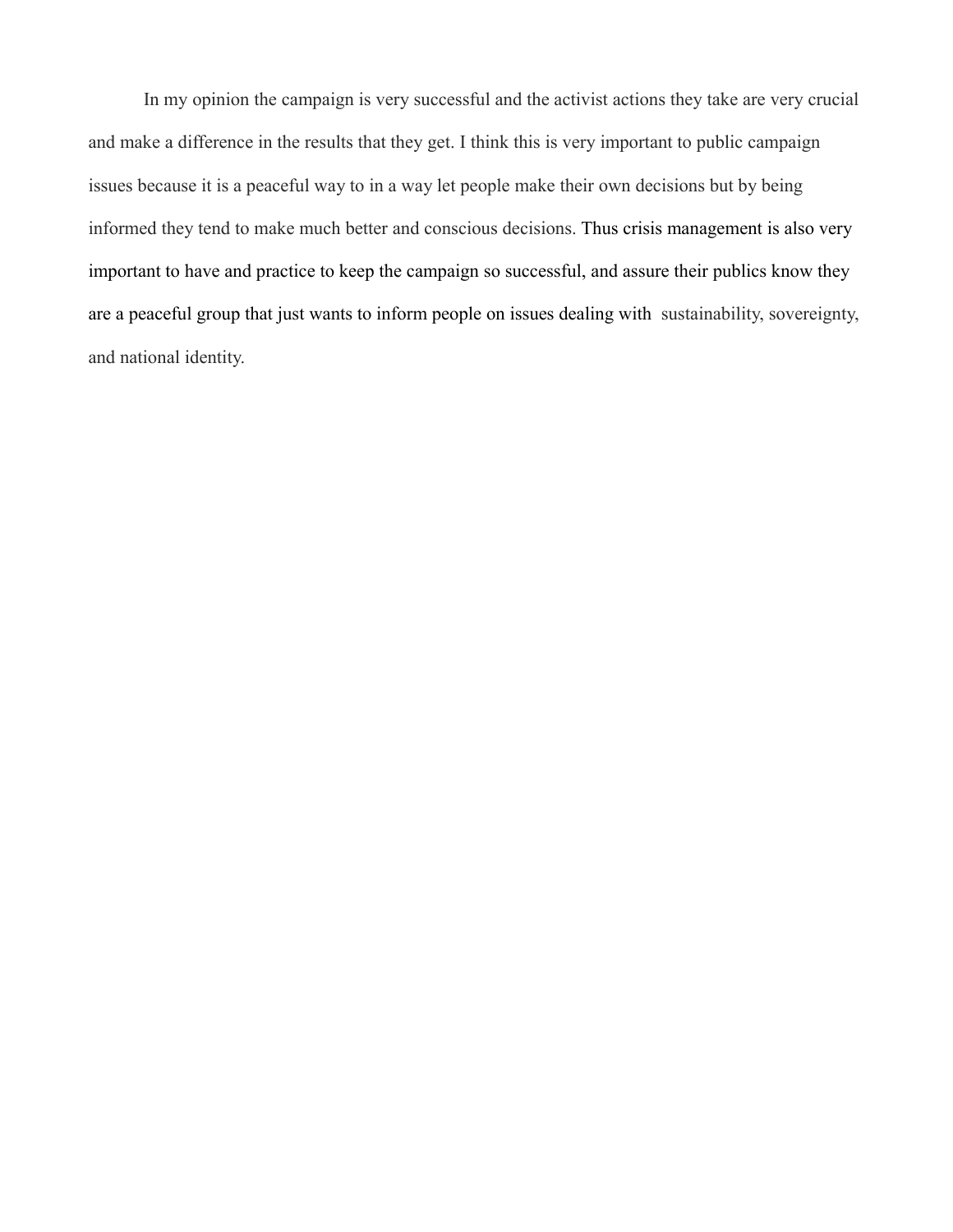In my opinion the campaign is very successful and the activist actions they take are very crucial and make a difference in the results that they get. I think this is very important to public campaign issues because it is a peaceful way to in a way let people make their own decisions but by being informed they tend to make much better and conscious decisions. Thus crisis management is also very important to have and practice to keep the campaign so successful, and assure their publics know they are a peaceful group that just wants to inform people on issues dealing with sustainability, sovereignty, and national identity.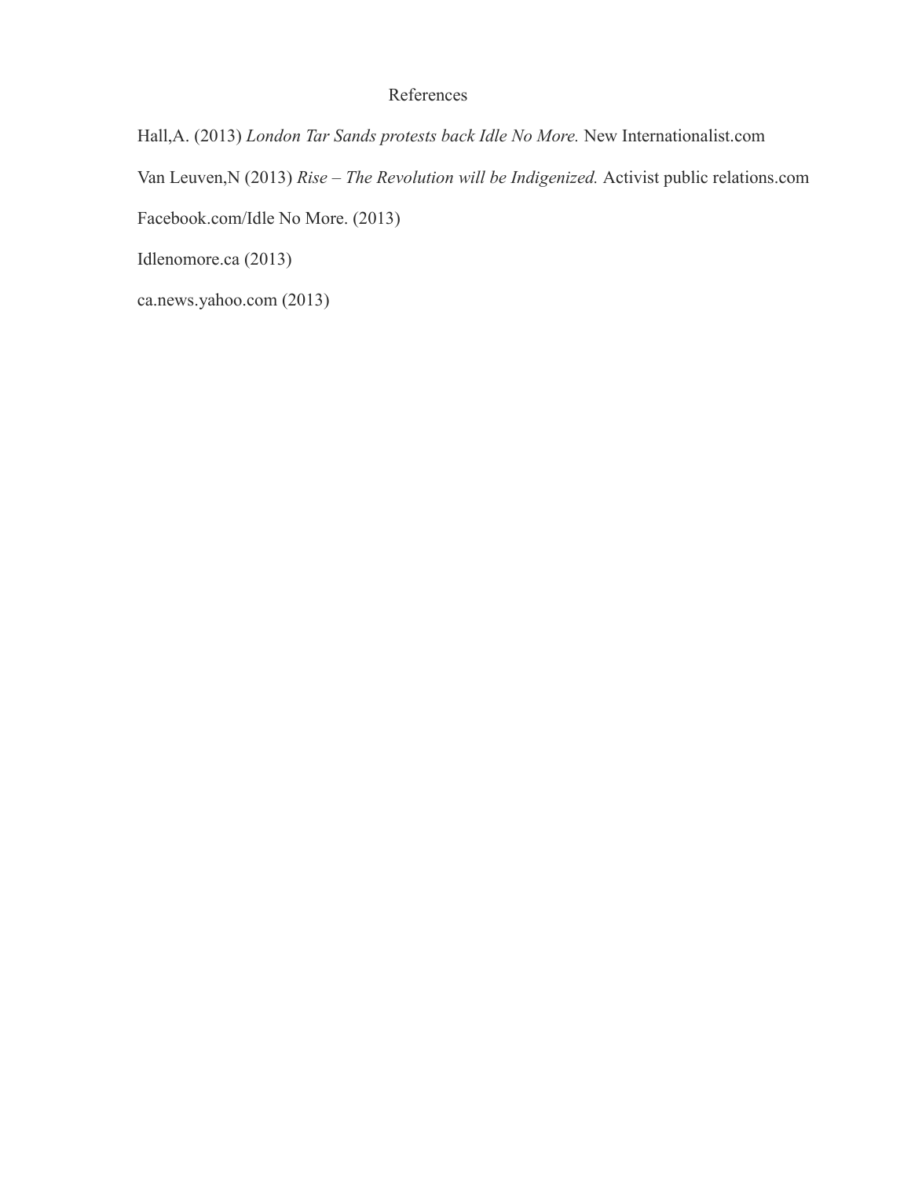# References

Hall,A. (2013) *London Tar Sands protests back Idle No More.* New Internationalist.com

Van Leuven,N (2013) *Rise – The Revolution will be Indigenized.* Activist public relations.com

Facebook.com/Idle No More. (2013)

Idlenomore.ca (2013)

ca.news.yahoo.com (2013)